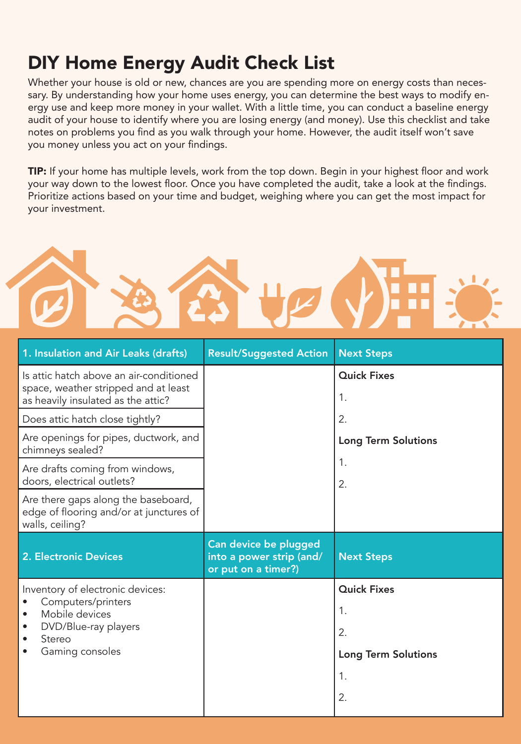# DIY Home Energy Audit Check List

Whether your house is old or new, chances are you are spending more on energy costs than necessary. By understanding how your home uses energy, you can determine the best ways to modify energy use and keep more money in your wallet. With a little time, you can conduct a baseline energy audit of your house to identify where you are losing energy (and money). Use this checklist and take notes on problems you find as you walk through your home. However, the audit itself won't save you money unless you act on your findings.

**TIP:** If your home has multiple levels, work from the top down. Begin in your highest floor and work your way down to the lowest floor. Once you have completed the audit, take a look at the findings. Prioritize actions based on your time and budget, weighing where you can get the most impact for your investment.

| 1. Insulation and Air Leaks (drafts) | Result/Suggested Action | Next Steps |
|---|---|---|
| Is attic hatch above an air-conditioned space, weather stripped and at least as heavily insulated as the attic? | | **Quick Fixes**<br>1.<br>2.<br>**Long Term Solutions**<br>1.<br>2. |
| Does attic hatch close tightly? | | |
| Are openings for pipes, ductwork, and chimneys sealed? | | |
| Are drafts coming from windows, doors, electrical outlets? | | |
| Are there gaps along the baseboard, edge of flooring and/or at junctures of walls, ceiling? | | |

| 2. Electronic Devices | Can device be plugged into a power strip (and/or put on a timer?) | Next Steps |
|---|---|---|
| Inventory of electronic devices:<br>• Computers/printers<br>• Mobile devices<br>• DVD/Blue-ray players<br>• Stereo<br>• Gaming consoles | | **Quick Fixes**<br>1.<br>2.<br>**Long Term Solutions**<br>1.<br>2. |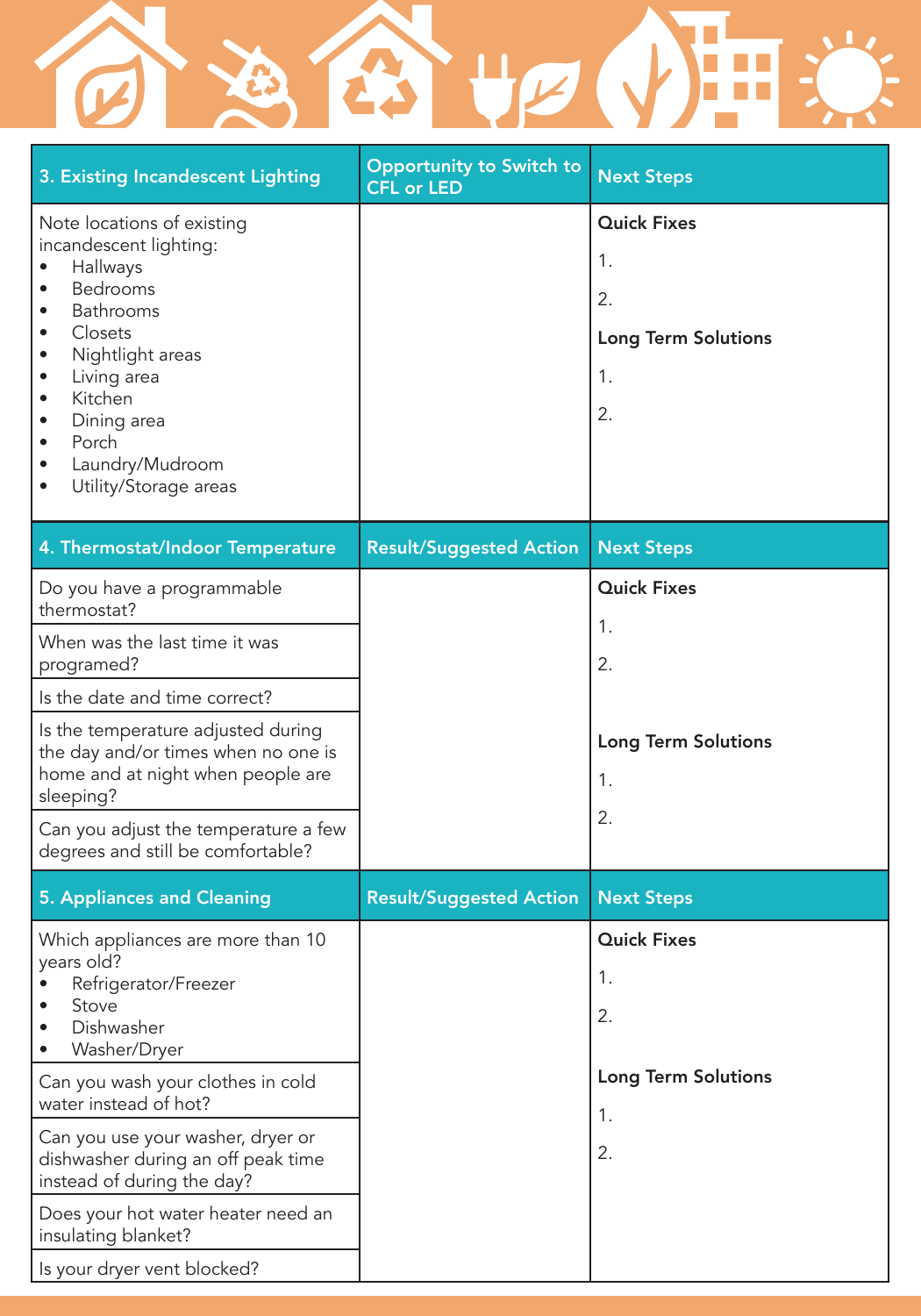| 3. Existing Incandescent Lighting | Opportunity to Switch to CFL or LED | Next Steps |
|---|---|---|
| Note locations of existing incandescent lighting:<br>• Hallways<br>• Bedrooms<br>• Bathrooms<br>• Closets<br>• Nightlight areas<br>• Living area<br>• Kitchen<br>• Dining area<br>• Porch<br>• Laundry/Mudroom<br>• Utility/Storage areas | | **Quick Fixes**<br>1.<br>2.<br>**Long Term Solutions**<br>1.<br>2. |

| 4. Thermostat/Indoor Temperature | Result/Suggested Action | Next Steps |
|---|---|---|
| Do you have a programmable thermostat? | | **Quick Fixes**<br>1.<br>2.<br>**Long Term Solutions**<br>1.<br>2. |
| When was the last time it was programed? | | |
| Is the date and time correct? | | |
| Is the temperature adjusted during the day and/or times when no one is home and at night when people are sleeping? | | |
| Can you adjust the temperature a few degrees and still be comfortable? | | |

| 5. Appliances and Cleaning | Result/Suggested Action | Next Steps |
|---|---|---|
| Which appliances are more than 10 years old?<br>• Refrigerator/Freezer<br>• Stove<br>• Dishwasher<br>• Washer/Dryer | | **Quick Fixes**<br>1.<br>2.<br>**Long Term Solutions**<br>1.<br>2. |
| Can you wash your clothes in cold water instead of hot? | | |
| Can you use your washer, dryer or dishwasher during an off peak time instead of during the day? | | |
| Does your hot water heater need an insulating blanket? | | |
| Is your dryer vent blocked? | | |